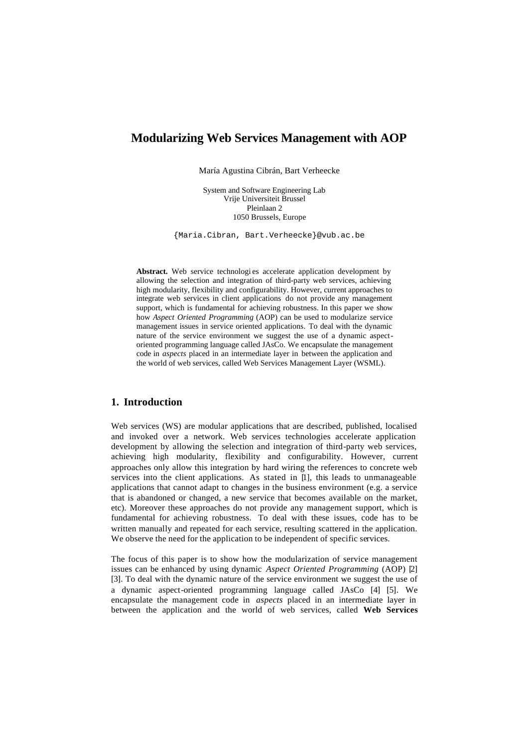# Modularizing Web Services Management with AOP

María Agustina Cibrán, Bart Verheecke

System and Software Engineering Lab
Vrije Universiteit Brussel
Pleinlaan 2
1050 Brussels, Europe

{Maria.Cibran, Bart.Verheecke}@vub.ac.be

**Abstract.** Web service technologies accelerate application development by allowing the selection and integration of third-party web services, achieving high modularity, flexibility and configurability. However, current approaches to integrate web services in client applications do not provide any management support, which is fundamental for achieving robustness. In this paper we show how *Aspect Oriented Programming* (AOP) can be used to modularize service management issues in service oriented applications. To deal with the dynamic nature of the service environment we suggest the use of a dynamic aspect-oriented programming language called JAsCo. We encapsulate the management code in *aspects* placed in an intermediate layer in between the application and the world of web services, called Web Services Management Layer (WSML).

## 1. Introduction

Web services (WS) are modular applications that are described, published, localised and invoked over a network. Web services technologies accelerate application development by allowing the selection and integration of third-party web services, achieving high modularity, flexibility and configurability. However, current approaches only allow this integration by hard wiring the references to concrete web services into the client applications. As stated in [1], this leads to unmanageable applications that cannot adapt to changes in the business environment (e.g. a service that is abandoned or changed, a new service that becomes available on the market, etc). Moreover these approaches do not provide any management support, which is fundamental for achieving robustness. To deal with these issues, code has to be written manually and repeated for each service, resulting scattered in the application. We observe the need for the application to be independent of specific services.

The focus of this paper is to show how the modularization of service management issues can be enhanced by using dynamic *Aspect Oriented Programming* (AOP) [2] [3]. To deal with the dynamic nature of the service environment we suggest the use of a dynamic aspect-oriented programming language called JAsCo [4] [5]. We encapsulate the management code in *aspects* placed in an intermediate layer in between the application and the world of web services, called **Web Services**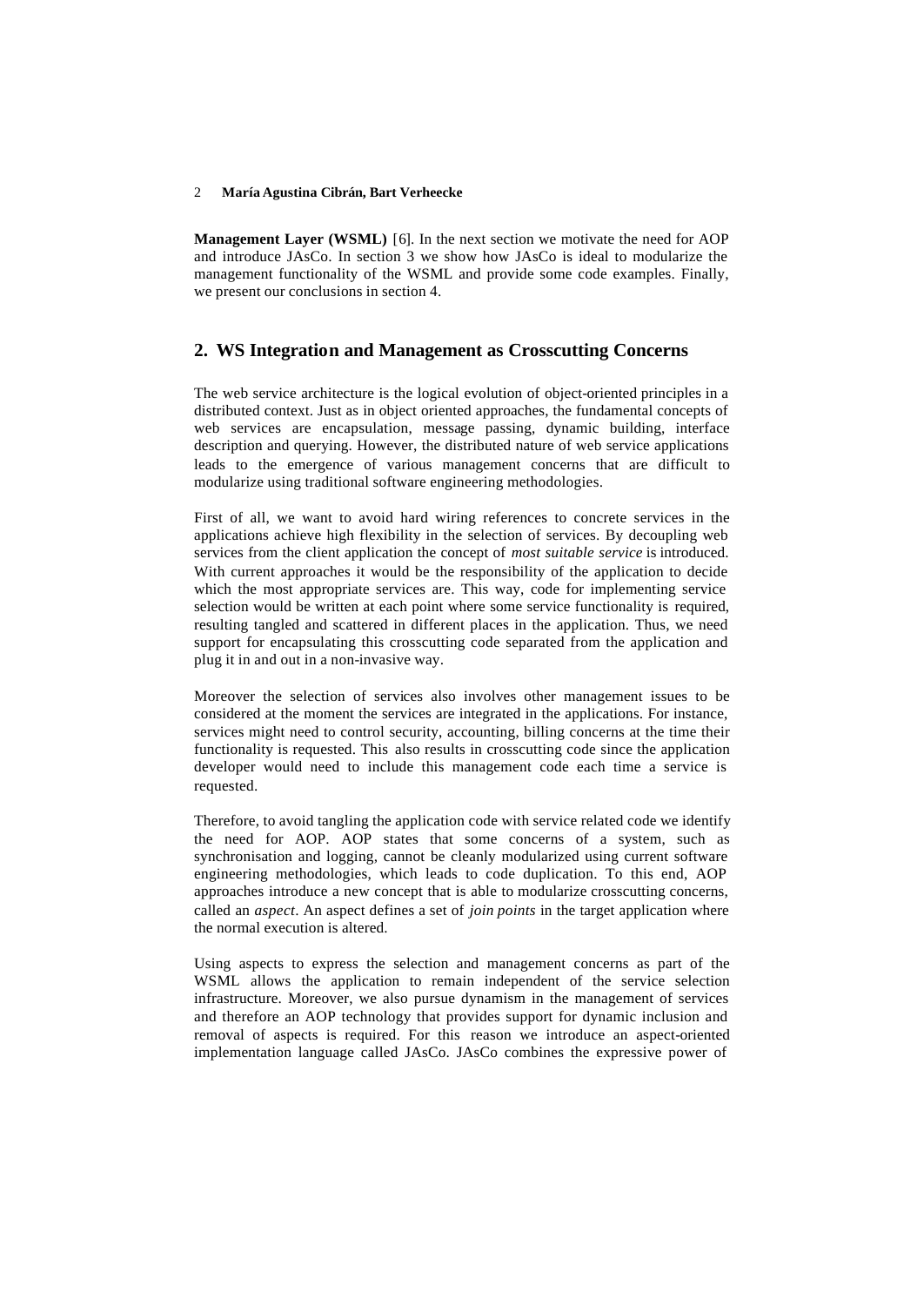**Management Layer (WSML)** [6]. In the next section we motivate the need for AOP and introduce JAsCo. In section 3 we show how JAsCo is ideal to modularize the management functionality of the WSML and provide some code examples. Finally, we present our conclusions in section 4.

## 2. WS Integration and Management as Crosscutting Concerns

The web service architecture is the logical evolution of object-oriented principles in a distributed context. Just as in object oriented approaches, the fundamental concepts of web services are encapsulation, message passing, dynamic building, interface description and querying. However, the distributed nature of web service applications leads to the emergence of various management concerns that are difficult to modularize using traditional software engineering methodologies.

First of all, we want to avoid hard wiring references to concrete services in the applications achieve high flexibility in the selection of services. By decoupling web services from the client application the concept of *most suitable service* is introduced. With current approaches it would be the responsibility of the application to decide which the most appropriate services are. This way, code for implementing service selection would be written at each point where some service functionality is required, resulting tangled and scattered in different places in the application. Thus, we need support for encapsulating this crosscutting code separated from the application and plug it in and out in a non-invasive way.

Moreover the selection of services also involves other management issues to be considered at the moment the services are integrated in the applications. For instance, services might need to control security, accounting, billing concerns at the time their functionality is requested. This also results in crosscutting code since the application developer would need to include this management code each time a service is requested.

Therefore, to avoid tangling the application code with service related code we identify the need for AOP. AOP states that some concerns of a system, such as synchronisation and logging, cannot be cleanly modularized using current software engineering methodologies, which leads to code duplication. To this end, AOP approaches introduce a new concept that is able to modularize crosscutting concerns, called an *aspect*. An aspect defines a set of *join points* in the target application where the normal execution is altered.

Using aspects to express the selection and management concerns as part of the WSML allows the application to remain independent of the service selection infrastructure. Moreover, we also pursue dynamism in the management of services and therefore an AOP technology that provides support for dynamic inclusion and removal of aspects is required. For this reason we introduce an aspect-oriented implementation language called JAsCo. JAsCo combines the expressive power of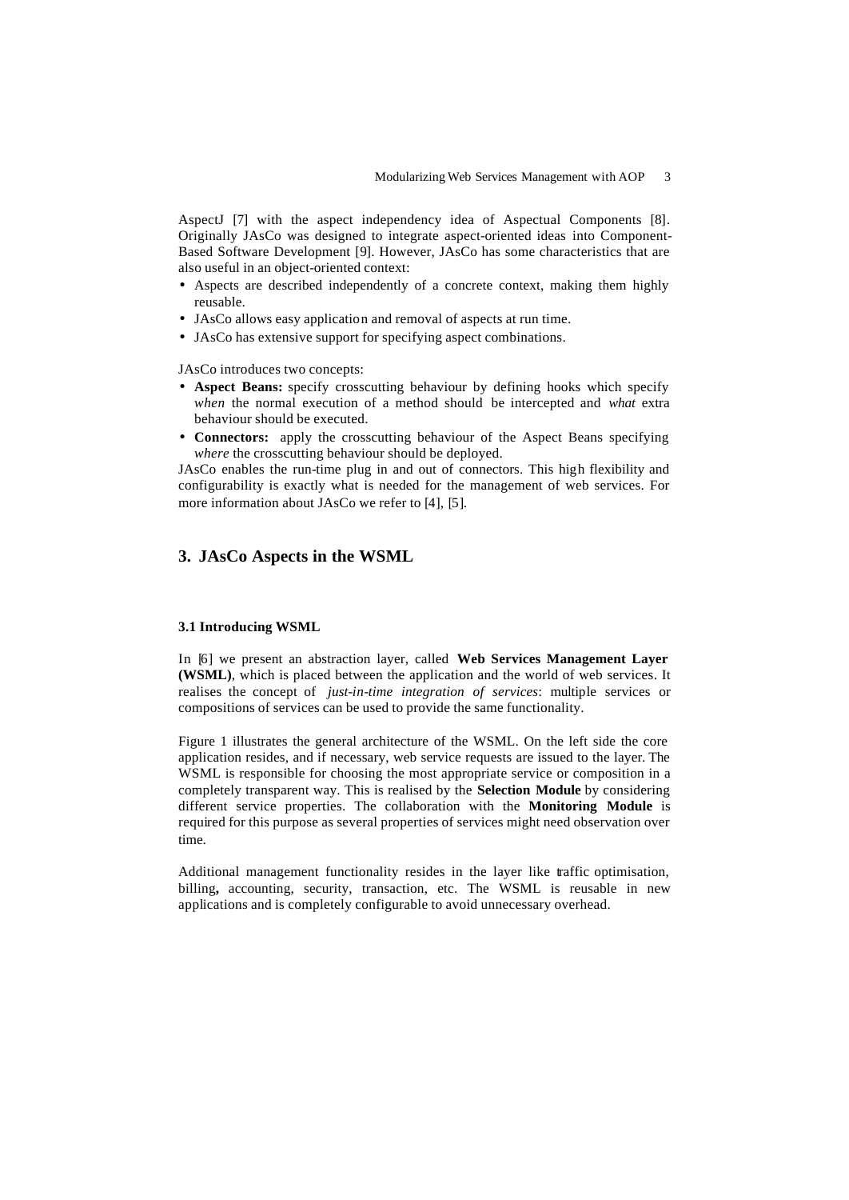AspectJ [7] with the aspect independency idea of Aspectual Components [8]. Originally JAsCo was designed to integrate aspect-oriented ideas into Component-Based Software Development [9]. However, JAsCo has some characteristics that are also useful in an object-oriented context:

- Aspects are described independently of a concrete context, making them highly reusable.
- JAsCo allows easy application and removal of aspects at run time.
- JAsCo has extensive support for specifying aspect combinations.

JAsCo introduces two concepts:

- **Aspect Beans:** specify crosscutting behaviour by defining hooks which specify *when* the normal execution of a method should be intercepted and *what* extra behaviour should be executed.
- **Connectors:** apply the crosscutting behaviour of the Aspect Beans specifying *where* the crosscutting behaviour should be deployed.

JAsCo enables the run-time plug in and out of connectors. This high flexibility and configurability is exactly what is needed for the management of web services. For more information about JAsCo we refer to [4], [5].

## 3. JAsCo Aspects in the WSML

### 3.1 Introducing WSML

In [6] we present an abstraction layer, called **Web Services Management Layer (WSML)**, which is placed between the application and the world of web services. It realises the concept of *just-in-time integration of services*: multiple services or compositions of services can be used to provide the same functionality.

Figure 1 illustrates the general architecture of the WSML. On the left side the core application resides, and if necessary, web service requests are issued to the layer. The WSML is responsible for choosing the most appropriate service or composition in a completely transparent way. This is realised by the **Selection Module** by considering different service properties. The collaboration with the **Monitoring Module** is required for this purpose as several properties of services might need observation over time.

Additional management functionality resides in the layer like traffic optimisation, billing, accounting, security, transaction, etc. The WSML is reusable in new applications and is completely configurable to avoid unnecessary overhead.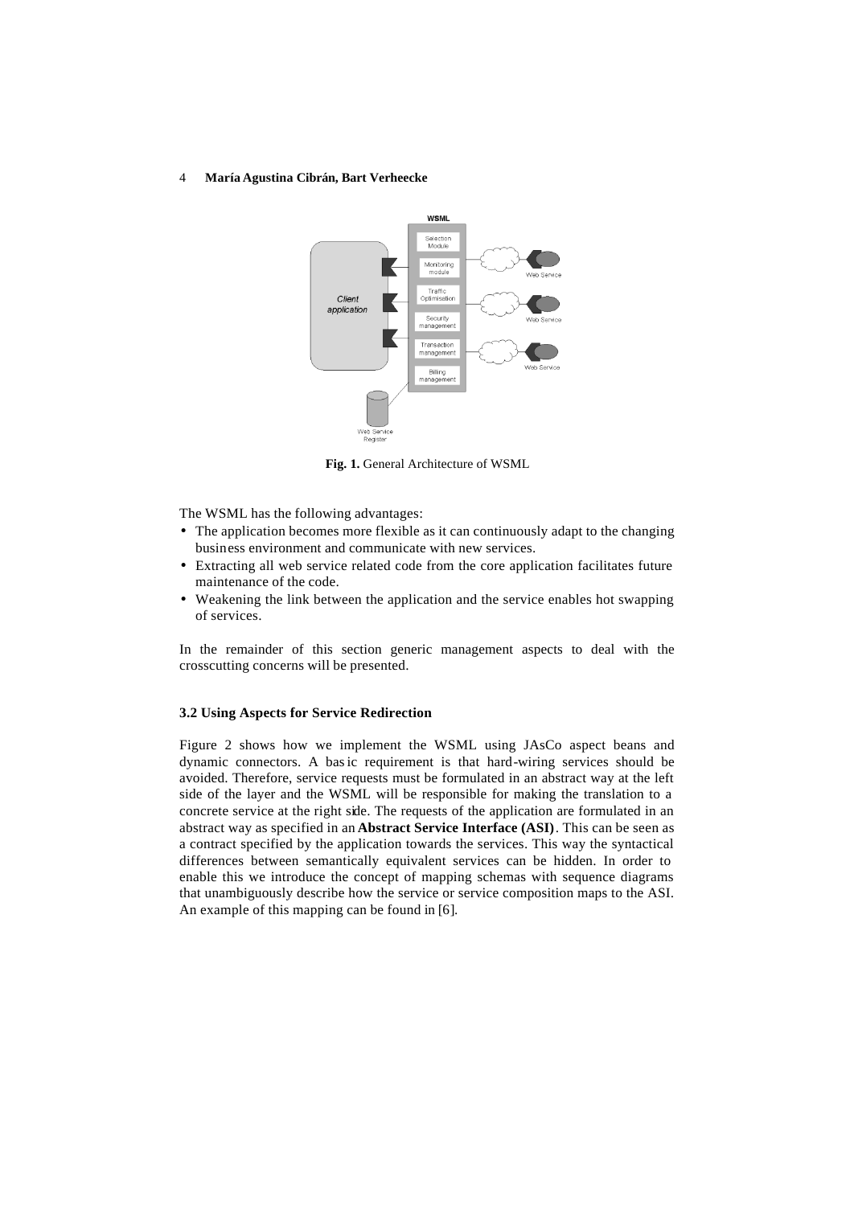**Fig. 1.** General Architecture of WSML

The WSML has the following advantages:

- The application becomes more flexible as it can continuously adapt to the changing business environment and communicate with new services.
- Extracting all web service related code from the core application facilitates future maintenance of the code.
- Weakening the link between the application and the service enables hot swapping of services.

In the remainder of this section generic management aspects to deal with the crosscutting concerns will be presented.

### 3.2 Using Aspects for Service Redirection

Figure 2 shows how we implement the WSML using JAsCo aspect beans and dynamic connectors. A basic requirement is that hard-wiring services should be avoided. Therefore, service requests must be formulated in an abstract way at the left side of the layer and the WSML will be responsible for making the translation to a concrete service at the right side. The requests of the application are formulated in an abstract way as specified in an **Abstract Service Interface (ASI)**. This can be seen as a contract specified by the application towards the services. This way the syntactical differences between semantically equivalent services can be hidden. In order to enable this we introduce the concept of mapping schemas with sequence diagrams that unambiguously describe how the service or service composition maps to the ASI. An example of this mapping can be found in [6].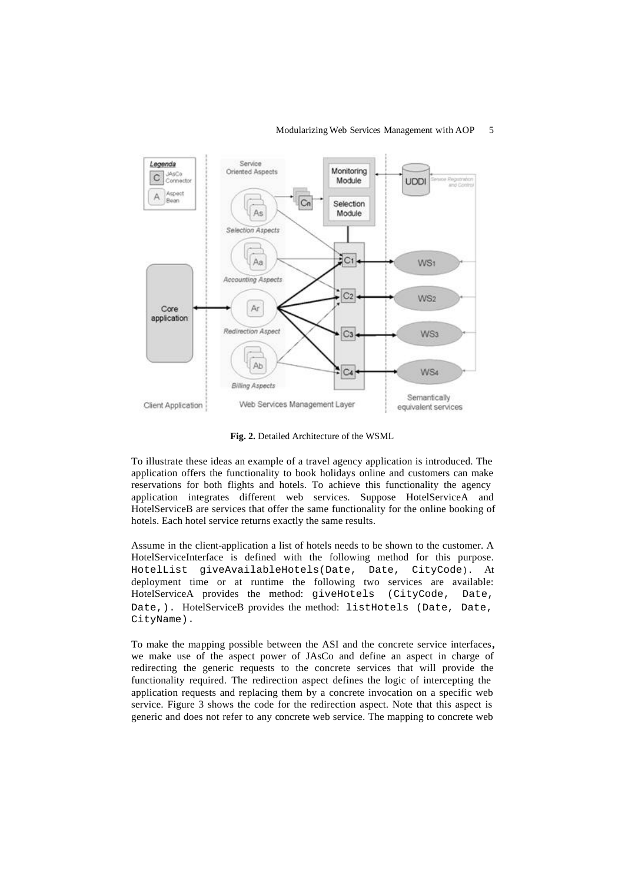**Fig. 2.** Detailed Architecture of the WSML

To illustrate these ideas an example of a travel agency application is introduced. The application offers the functionality to book holidays online and customers can make reservations for both flights and hotels. To achieve this functionality the agency application integrates different web services. Suppose HotelServiceA and HotelServiceB are services that offer the same functionality for the online booking of hotels. Each hotel service returns exactly the same results.

Assume in the client-application a list of hotels needs to be shown to the customer. A HotelServiceInterface is defined with the following method for this purpose. `HotelList giveAvailableHotels(Date, Date, CityCode)`. At deployment time or at runtime the following two services are available: HotelServiceA provides the method: `giveHotels (CityCode, Date, Date,)`. HotelServiceB provides the method: `listHotels (Date, Date, CityName)`.

To make the mapping possible between the ASI and the concrete service interfaces, we make use of the aspect power of JAsCo and define an aspect in charge of redirecting the generic requests to the concrete services that will provide the functionality required. The redirection aspect defines the logic of intercepting the application requests and replacing them by a concrete invocation on a specific web service. Figure 3 shows the code for the redirection aspect. Note that this aspect is generic and does not refer to any concrete web service. The mapping to concrete web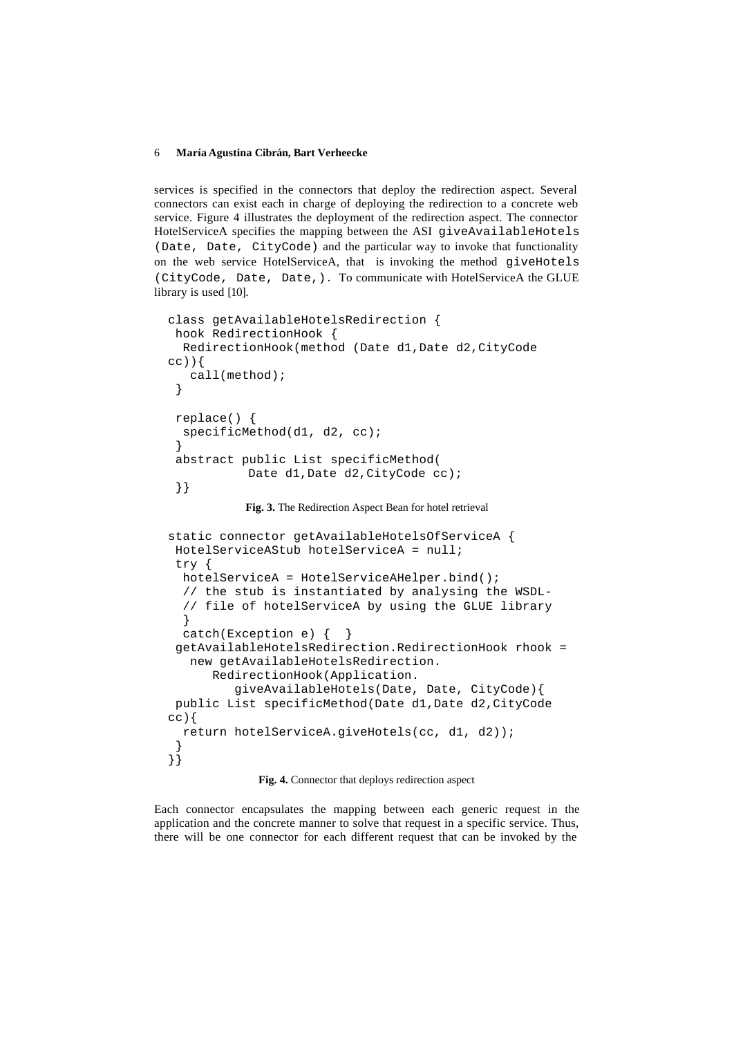services is specified in the connectors that deploy the redirection aspect. Several connectors can exist each in charge of deploying the redirection to a concrete web service. Figure 4 illustrates the deployment of the redirection aspect. The connector HotelServiceA specifies the mapping between the ASI `giveAvailableHotels (Date, Date, CityCode)` and the particular way to invoke that functionality on the web service HotelServiceA, that is invoking the method `giveHotels (CityCode, Date, Date,)`. To communicate with HotelServiceA the GLUE library is used [10].

```
class getAvailableHotelsRedirection {
 hook RedirectionHook {
  RedirectionHook(method (Date d1,Date d2,CityCode
cc)){
   call(method);
 }

 replace() {
  specificMethod(d1, d2, cc);
 }
 abstract public List specificMethod(
          Date d1,Date d2,CityCode cc);
 }}
```

**Fig. 3.** The Redirection Aspect Bean for hotel retrieval

```
static connector getAvailableHotelsOfServiceA {
 HotelServiceAStub hotelServiceA = null;
 try {
  hotelServiceA = HotelServiceAHelper.bind();
  // the stub is instantiated by analysing the WSDL-
  // file of hotelServiceA by using the GLUE library
  }
  catch(Exception e) {  }
 getAvailableHotelsRedirection.RedirectionHook rhook =
   new getAvailableHotelsRedirection.
       RedirectionHook(Application.
          giveAvailableHotels(Date, Date, CityCode){
 public List specificMethod(Date d1,Date d2,CityCode
cc){
  return hotelServiceA.giveHotels(cc, d1, d2));
 }
}}
```

**Fig. 4.** Connector that deploys redirection aspect

Each connector encapsulates the mapping between each generic request in the application and the concrete manner to solve that request in a specific service. Thus, there will be one connector for each different request that can be invoked by the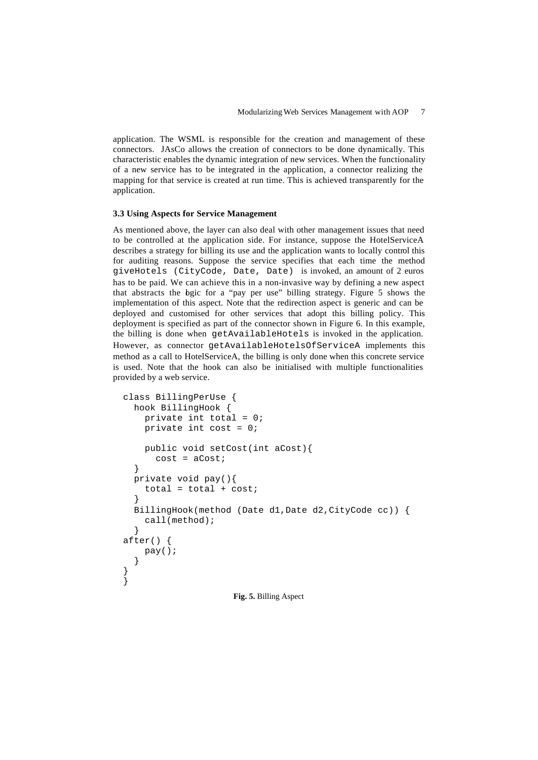application. The WSML is responsible for the creation and management of these connectors. JAsCo allows the creation of connectors to be done dynamically. This characteristic enables the dynamic integration of new services. When the functionality of a new service has to be integrated in the application, a connector realizing the mapping for that service is created at run time. This is achieved transparently for the application.

### 3.3 Using Aspects for Service Management

As mentioned above, the layer can also deal with other management issues that need to be controlled at the application side. For instance, suppose the HotelServiceA describes a strategy for billing its use and the application wants to locally control this for auditing reasons. Suppose the service specifies that each time the method `giveHotels (CityCode, Date, Date)` is invoked, an amount of 2 euros has to be paid. We can achieve this in a non-invasive way by defining a new aspect that abstracts the logic for a "pay per use" billing strategy. Figure 5 shows the implementation of this aspect. Note that the redirection aspect is generic and can be deployed and customised for other services that adopt this billing policy. This deployment is specified as part of the connector shown in Figure 6. In this example, the billing is done when `getAvailableHotels` is invoked in the application. However, as connector `getAvailableHotelsOfServiceA` implements this method as a call to HotelServiceA, the billing is only done when this concrete service is used. Note that the hook can also be initialised with multiple functionalities provided by a web service.

```
class BillingPerUse {
  hook BillingHook {
    private int total = 0;
    private int cost = 0;

    public void setCost(int aCost){
      cost = aCost;
  }
  private void pay(){
    total = total + cost;
  }
  BillingHook(method (Date d1,Date d2,CityCode cc)) {
    call(method);
  }
after() {
    pay();
  }
}
}
```

**Fig. 5.** Billing Aspect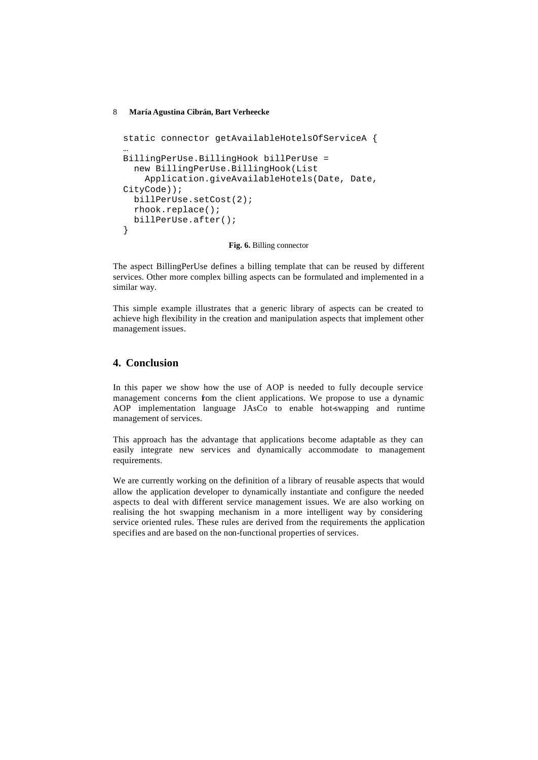```
static connector getAvailableHotelsOfServiceA {
…
BillingPerUse.BillingHook billPerUse =
  new BillingPerUse.BillingHook(List
    Application.giveAvailableHotels(Date, Date,
CityCode));
  billPerUse.setCost(2);
  rhook.replace();
  billPerUse.after();
}
```

**Fig. 6.** Billing connector

The aspect BillingPerUse defines a billing template that can be reused by different services. Other more complex billing aspects can be formulated and implemented in a similar way.

This simple example illustrates that a generic library of aspects can be created to achieve high flexibility in the creation and manipulation aspects that implement other management issues.

## 4. Conclusion

In this paper we show how the use of AOP is needed to fully decouple service management concerns fom the client applications. We propose to use a dynamic AOP implementation language JAsCo to enable hot-swapping and runtime management of services.

This approach has the advantage that applications become adaptable as they can easily integrate new services and dynamically accommodate to management requirements.

We are currently working on the definition of a library of reusable aspects that would allow the application developer to dynamically instantiate and configure the needed aspects to deal with different service management issues. We are also working on realising the hot swapping mechanism in a more intelligent way by considering service oriented rules. These rules are derived from the requirements the application specifies and are based on the non-functional properties of services.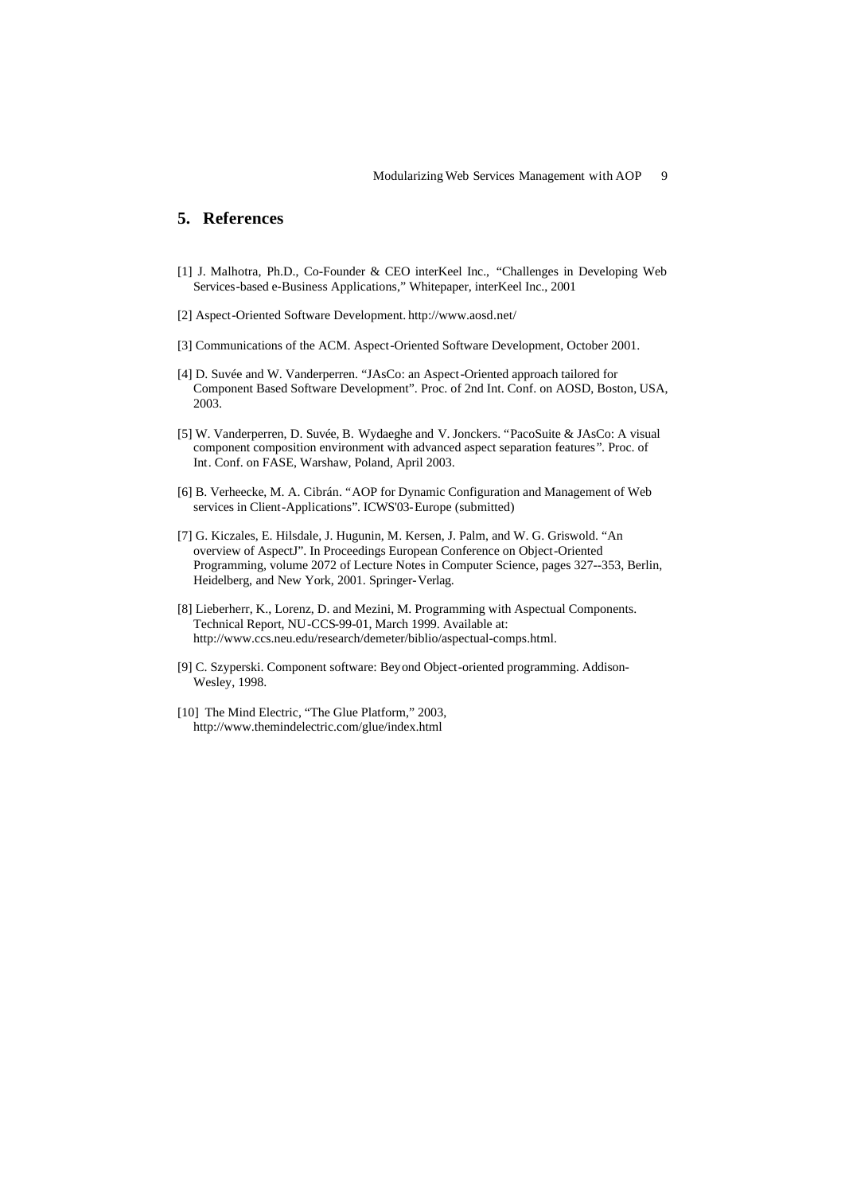## 5. References

[1] J. Malhotra, Ph.D., Co-Founder & CEO interKeel Inc., "Challenges in Developing Web Services-based e-Business Applications," Whitepaper, interKeel Inc., 2001

[2] Aspect-Oriented Software Development. http://www.aosd.net/

[3] Communications of the ACM. Aspect-Oriented Software Development, October 2001.

[4] D. Suvée and W. Vanderperren. "JAsCo: an Aspect-Oriented approach tailored for Component Based Software Development". Proc. of 2nd Int. Conf. on AOSD, Boston, USA, 2003.

[5] W. Vanderperren, D. Suvée, B. Wydaeghe and V. Jonckers. "PacoSuite & JAsCo: A visual component composition environment with advanced aspect separation features". Proc. of Int. Conf. on FASE, Warshaw, Poland, April 2003.

[6] B. Verheecke, M. A. Cibrán. "AOP for Dynamic Configuration and Management of Web services in Client-Applications". ICWS'03-Europe (submitted)

[7] G. Kiczales, E. Hilsdale, J. Hugunin, M. Kersen, J. Palm, and W. G. Griswold. "An overview of AspectJ". In Proceedings European Conference on Object-Oriented Programming, volume 2072 of Lecture Notes in Computer Science, pages 327--353, Berlin, Heidelberg, and New York, 2001. Springer-Verlag.

[8] Lieberherr, K., Lorenz, D. and Mezini, M. Programming with Aspectual Components. Technical Report, NU-CCS-99-01, March 1999. Available at: http://www.ccs.neu.edu/research/demeter/biblio/aspectual-comps.html.

[9] C. Szyperski. Component software: Beyond Object-oriented programming. Addison-Wesley, 1998.

[10] The Mind Electric, "The Glue Platform," 2003, http://www.themindelectric.com/glue/index.html